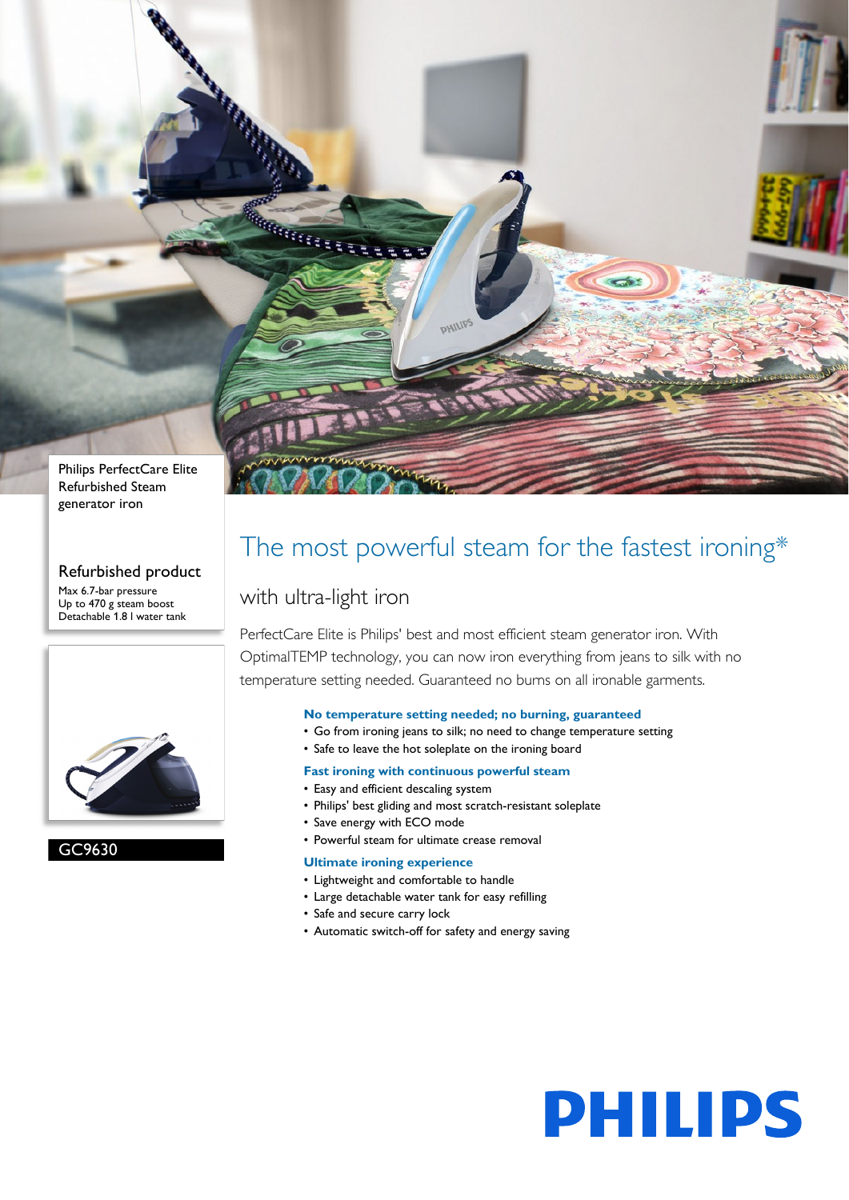Philips PerfectCare Elite Refurbished Steam generator iron

## Refurbished product

Max 6.7-bar pressure
Up to 470 g steam boost
Detachable 1.8 l water tank

GC9630

# The most powerful steam for the fastest ironing*

## with ultra-light iron

PerfectCare Elite is Philips' best and most efficient steam generator iron. With OptimalTEMP technology, you can now iron everything from jeans to silk with no temperature setting needed. Guaranteed no burns on all ironable garments.

### No temperature setting needed; no burning, guaranteed

- Go from ironing jeans to silk; no need to change temperature setting
- Safe to leave the hot soleplate on the ironing board

### Fast ironing with continuous powerful steam

- Easy and efficient descaling system
- Philips' best gliding and most scratch-resistant soleplate
- Save energy with ECO mode
- Powerful steam for ultimate crease removal

### Ultimate ironing experience

- Lightweight and comfortable to handle
- Large detachable water tank for easy refilling
- Safe and secure carry lock
- Automatic switch-off for safety and energy saving

PHILIPS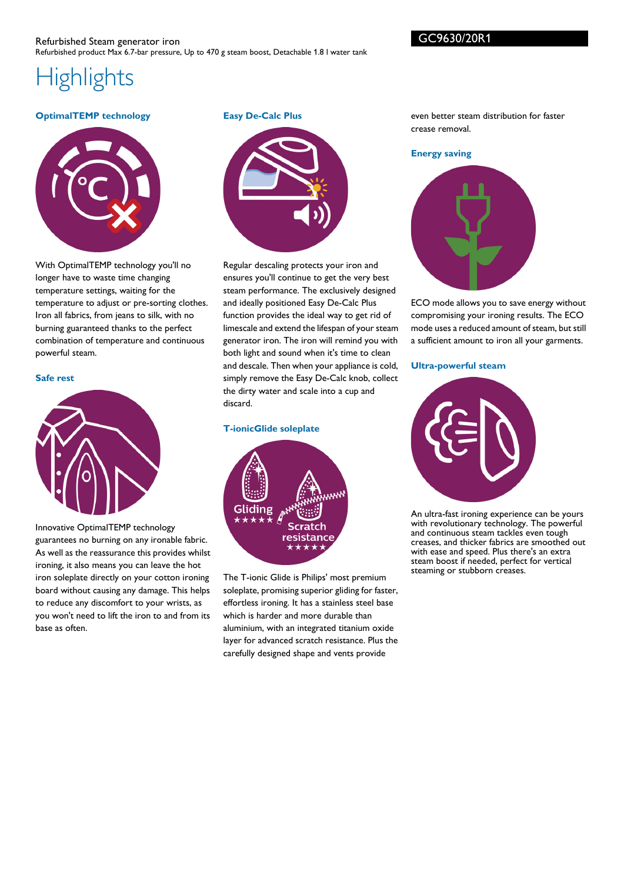Refurbished Steam generator iron

Refurbished product Max 6.7-bar pressure, Up to 470 g steam boost, Detachable 1.8 l water tank

GC9630/20R1

# Highlights

### OptimalTEMP technology

With OptimalTEMP technology you'll no longer have to waste time changing temperature settings, waiting for the temperature to adjust or pre-sorting clothes. Iron all fabrics, from jeans to silk, with no burning guaranteed thanks to the perfect combination of temperature and continuous powerful steam.

### Safe rest

Innovative OptimalTEMP technology guarantees no burning on any ironable fabric. As well as the reassurance this provides whilst ironing, it also means you can leave the hot iron soleplate directly on your cotton ironing board without causing any damage. This helps to reduce any discomfort to your wrists, as you won't need to lift the iron to and from its base as often.

### Easy De-Calc Plus

Regular descaling protects your iron and ensures you'll continue to get the very best steam performance. The exclusively designed and ideally positioned Easy De-Calc Plus function provides the ideal way to get rid of limescale and extend the lifespan of your steam generator iron. The iron will remind you with both light and sound when it's time to clean and descale. Then when your appliance is cold, simply remove the Easy De-Calc knob, collect the dirty water and scale into a cup and discard.

### T-ionicGlide soleplate

The T-ionic Glide is Philips' most premium soleplate, promising superior gliding for faster, effortless ironing. It has a stainless steel base which is harder and more durable than aluminium, with an integrated titanium oxide layer for advanced scratch resistance. Plus the carefully designed shape and vents provide even better steam distribution for faster crease removal.

### Energy saving

ECO mode allows you to save energy without compromising your ironing results. The ECO mode uses a reduced amount of steam, but still a sufficient amount to iron all your garments.

### Ultra-powerful steam

An ultra-fast ironing experience can be yours with revolutionary technology. The powerful and continuous steam tackles even tough creases, and thicker fabrics are smoothed out with ease and speed. Plus there's an extra steam boost if needed, perfect for vertical steaming or stubborn creases.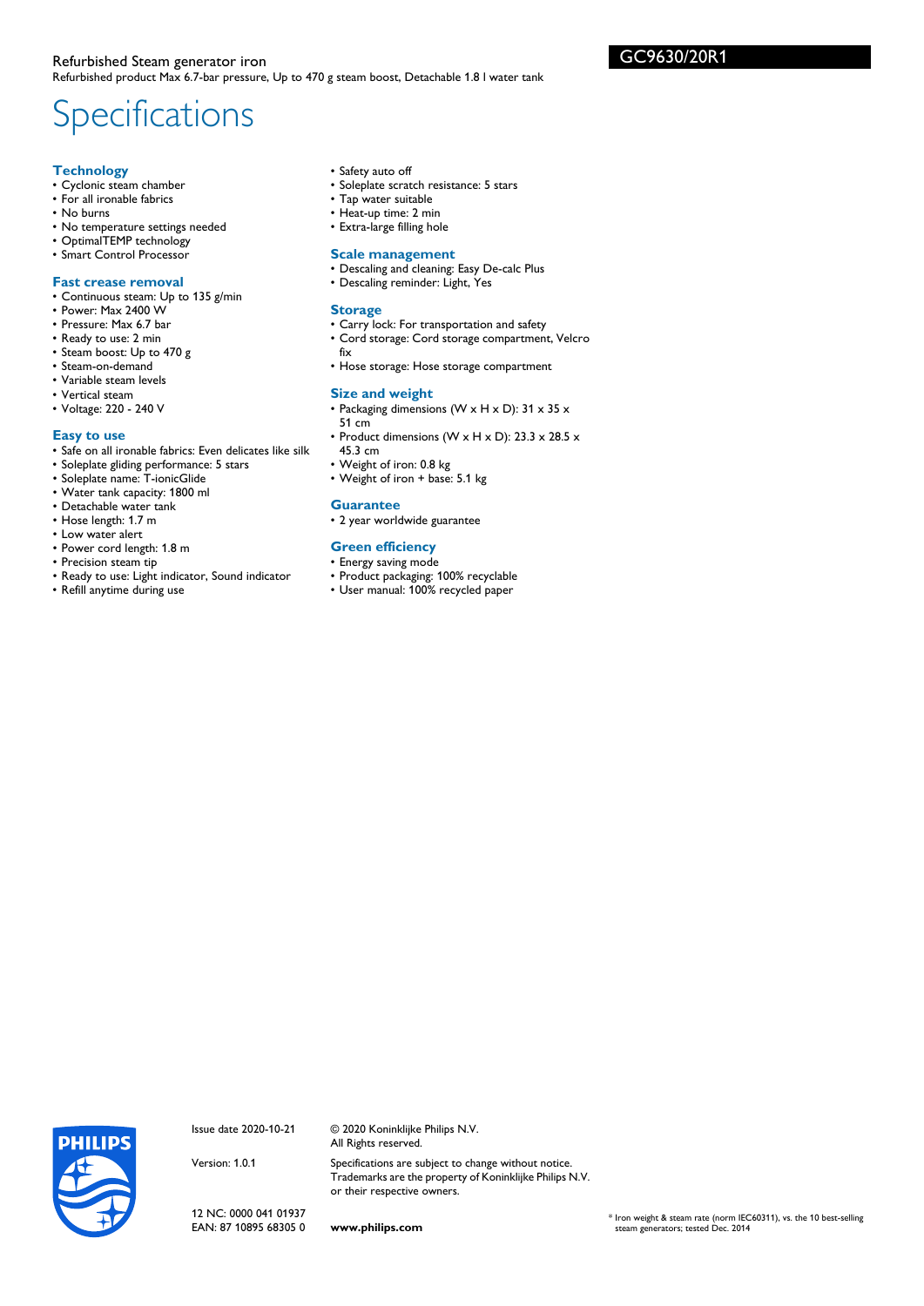Refurbished Steam generator iron

Refurbished product Max 6.7-bar pressure, Up to 470 g steam boost, Detachable 1.8 l water tank

GC9630/20R1

# Specifications

### Technology

- Cyclonic steam chamber
- For all ironable fabrics
- No burns
- No temperature settings needed
- OptimalTEMP technology
- Smart Control Processor

### Fast crease removal

- Continuous steam: Up to 135 g/min
- Power: Max 2400 W
- Pressure: Max 6.7 bar
- Ready to use: 2 min
- Steam boost: Up to 470 g
- Steam-on-demand
- Variable steam levels
- Vertical steam
- Voltage: 220 - 240 V

### Easy to use

- Safe on all ironable fabrics: Even delicates like silk
- Soleplate gliding performance: 5 stars
- Soleplate name: T-ionicGlide
- Water tank capacity: 1800 ml
- Detachable water tank
- Hose length: 1.7 m
- Low water alert
- Power cord length: 1.8 m
- Precision steam tip
- Ready to use: Light indicator, Sound indicator
- Refill anytime during use
- Safety auto off
- Soleplate scratch resistance: 5 stars
- Tap water suitable
- Heat-up time: 2 min
- Extra-large filling hole

### Scale management

- Descaling and cleaning: Easy De-calc Plus
- Descaling reminder: Light, Yes

### Storage

- Carry lock: For transportation and safety
- Cord storage: Cord storage compartment, Velcro fix
- Hose storage: Hose storage compartment

### Size and weight

- Packaging dimensions (W x H x D): 31 x 35 x 51 cm
- Product dimensions (W x H x D): 23.3 x 28.5 x 45.3 cm
- Weight of iron: 0.8 kg
- Weight of iron + base: 5.1 kg

### Guarantee

- 2 year worldwide guarantee

### Green efficiency

- Energy saving mode
- Product packaging: 100% recyclable
- User manual: 100% recycled paper

Issue date 2020-10-21

Version: 1.0.1

12 NC: 0000 041 01937

EAN: 87 10895 68305 0

© 2020 Koninklijke Philips N.V.
All Rights reserved.

Specifications are subject to change without notice. Trademarks are the property of Koninklijke Philips N.V. or their respective owners.

www.philips.com

* Iron weight & steam rate (norm IEC60311), vs. the 10 best-selling steam generators; tested Dec. 2014